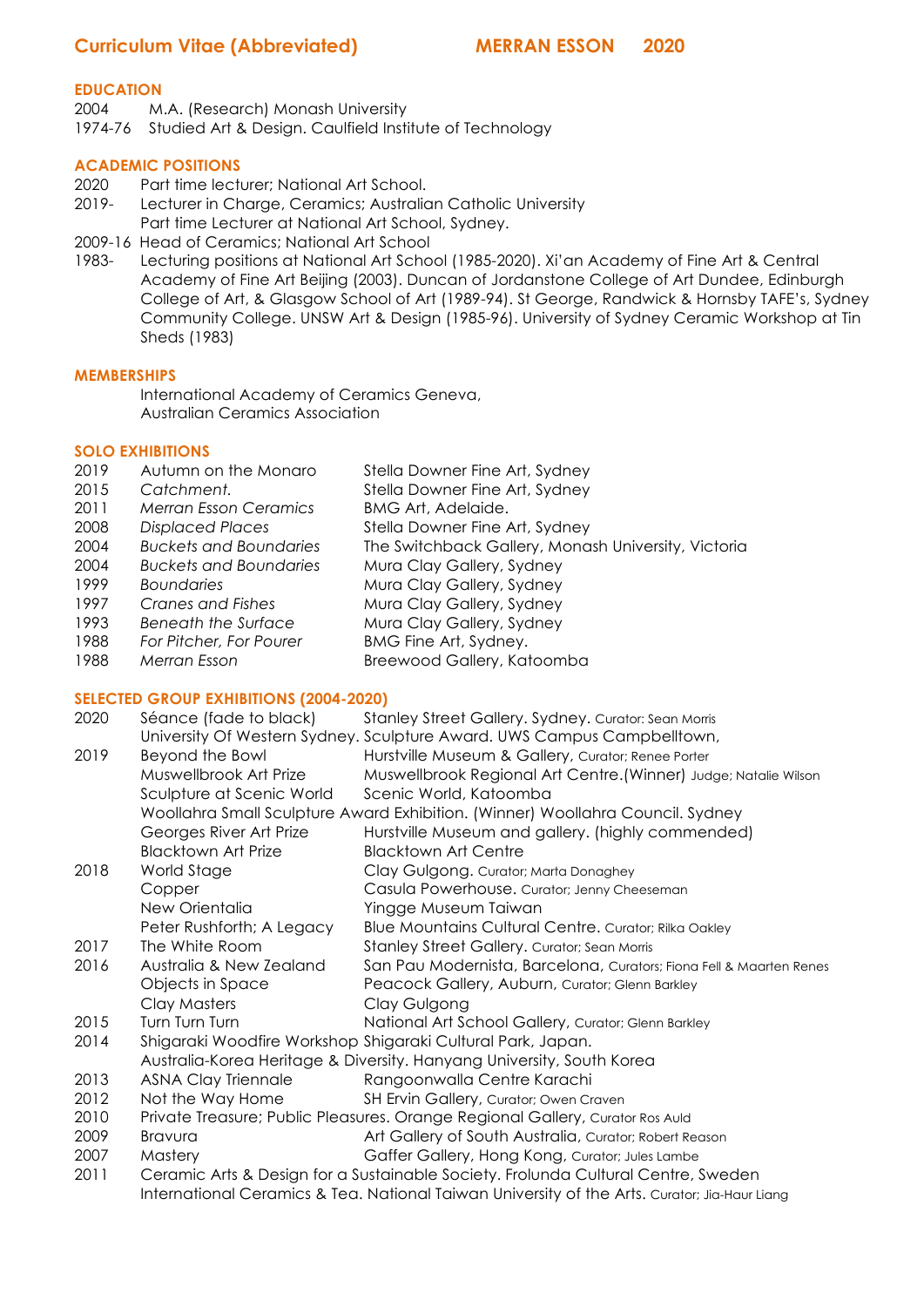# Curriculum Vitae (Abbreviated) MERRAN ESSON 2020

## EDUCATION

2004 M.A. (Research) Monash University
1974-76 Studied Art & Design. Caulfield Institute of Technology

## ACADEMIC POSITIONS

2020 Part time lecturer; National Art School.
2019- Lecturer in Charge, Ceramics; Australian Catholic University
Part time Lecturer at National Art School, Sydney.
2009-16 Head of Ceramics; National Art School
1983- Lecturing positions at National Art School (1985-2020). Xi'an Academy of Fine Art & Central Academy of Fine Art Beijing (2003). Duncan of Jordanstone College of Art Dundee, Edinburgh College of Art, & Glasgow School of Art (1989-94). St George, Randwick & Hornsby TAFE's, Sydney Community College. UNSW Art & Design (1985-96). University of Sydney Ceramic Workshop at Tin Sheds (1983)

## MEMBERSHIPS

International Academy of Ceramics Geneva,
Australian Ceramics Association

## SOLO EXHIBITIONS

| | | |
|---|---|---|
| 2019 | Autumn on the Monaro | Stella Downer Fine Art, Sydney |
| 2015 | *Catchment.* | Stella Downer Fine Art, Sydney |
| 2011 | *Merran Esson Ceramics* | BMG Art, Adelaide. |
| 2008 | *Displaced Places* | Stella Downer Fine Art, Sydney |
| 2004 | *Buckets and Boundaries* | The Switchback Gallery, Monash University, Victoria |
| 2004 | *Buckets and Boundaries* | Mura Clay Gallery, Sydney |
| 1999 | *Boundaries* | Mura Clay Gallery, Sydney |
| 1997 | *Cranes and Fishes* | Mura Clay Gallery, Sydney |
| 1993 | *Beneath the Surface* | Mura Clay Gallery, Sydney |
| 1988 | *For Pitcher, For Pourer* | BMG Fine Art, Sydney. |
| 1988 | *Merran Esson* | Breewood Gallery, Katoomba |

## SELECTED GROUP EXHIBITIONS (2004-2020)

| | | |
|---|---|---|
| 2020 | Séance (fade to black) | Stanley Street Gallery. Sydney. Curator: Sean Morris |
| | University Of Western Sydney. Sculpture Award. UWS Campus Campbelltown, | |
| 2019 | Beyond the Bowl | Hurstville Museum & Gallery, Curator; Renee Porter |
| | Muswellbrook Art Prize | Muswellbrook Regional Art Centre.(Winner) Judge; Natalie Wilson |
| | Sculpture at Scenic World | Scenic World, Katoomba |
| | Woollahra Small Sculpture Award Exhibition. (Winner) Woollahra Council. Sydney | |
| | Georges River Art Prize | Hurstville Museum and gallery. (highly commended) |
| | Blacktown Art Prize | Blacktown Art Centre |
| 2018 | World Stage | Clay Gulgong. Curator; Marta Donaghey |
| | Copper | Casula Powerhouse. Curator; Jenny Cheeseman |
| | New Orientalia | Yingge Museum Taiwan |
| | Peter Rushforth; A Legacy | Blue Mountains Cultural Centre. Curator; Rilka Oakley |
| 2017 | The White Room | Stanley Street Gallery. Curator; Sean Morris |
| 2016 | Australia & New Zealand | San Pau Modernista, Barcelona, Curators; Fiona Fell & Maarten Renes |
| | Objects in Space | Peacock Gallery, Auburn, Curator; Glenn Barkley |
| | Clay Masters | Clay Gulgong |
| 2015 | Turn Turn Turn | National Art School Gallery, Curator; Glenn Barkley |
| 2014 | Shigaraki Woodfire Workshop | Shigaraki Cultural Park, Japan. |
| | Australia-Korea Heritage & Diversity. Hanyang University, South Korea | |
| 2013 | ASNA Clay Triennale | Rangoonwalla Centre Karachi |
| 2012 | Not the Way Home | SH Ervin Gallery, Curator; Owen Craven |
| 2010 | Private Treasure; Public Pleasures. Orange Regional Gallery, Curator Ros Auld | |
| 2009 | Bravura | Art Gallery of South Australia, Curator; Robert Reason |
| 2007 | Mastery | Gaffer Gallery, Hong Kong, Curator; Jules Lambe |
| 2011 | Ceramic Arts & Design for a Sustainable Society. Frolunda Cultural Centre, Sweden | |
| | International Ceramics & Tea. National Taiwan University of the Arts. Curator; Jia-Haur Liang | |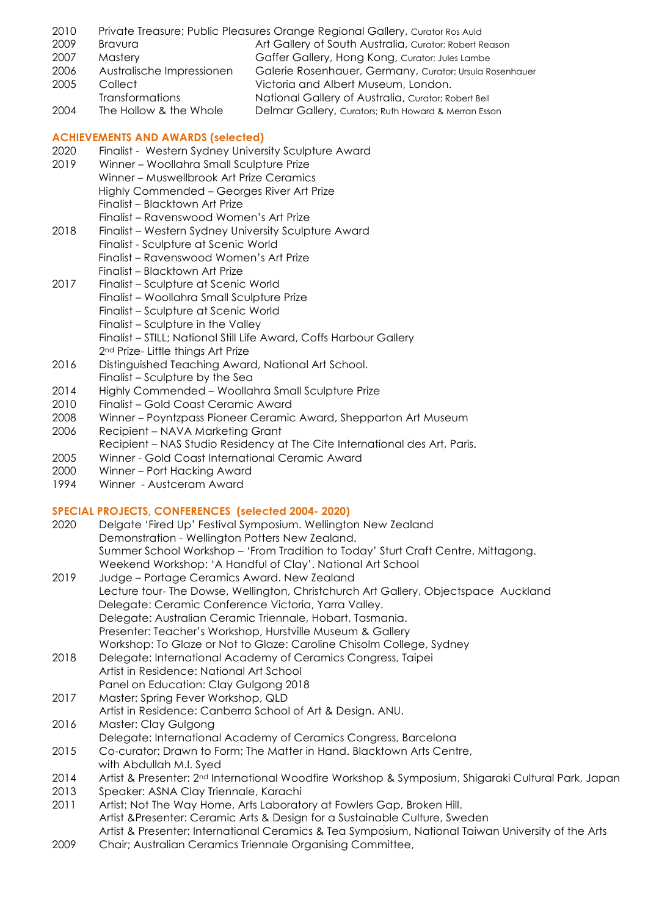| | | |
|---|---|---|
| 2010 | Private Treasure; Public Pleasures Orange Regional Gallery, Curator Ros Auld | |
| 2009 | Bravura | Art Gallery of South Australia, Curator; Robert Reason |
| 2007 | Mastery | Gaffer Gallery, Hong Kong, Curator; Jules Lambe |
| 2006 | Australische Impressionen | Galerie Rosenhauer, Germany, Curator; Ursula Rosenhauer |
| 2005 | Collect | Victoria and Albert Museum, London. |
| | Transformations | National Gallery of Australia, Curator; Robert Bell |
| 2004 | The Hollow & the Whole | Delmar Gallery, Curators; Ruth Howard & Merran Esson |

## ACHIEVEMENTS AND AWARDS (selected)

2020 Finalist - Western Sydney University Sculpture Award

2019 Winner – Woollahra Small Sculpture Prize
Winner – Muswellbrook Art Prize Ceramics
Highly Commended – Georges River Art Prize
Finalist – Blacktown Art Prize
Finalist – Ravenswood Women's Art Prize

2018 Finalist – Western Sydney University Sculpture Award
Finalist - Sculpture at Scenic World
Finalist – Ravenswood Women's Art Prize
Finalist – Blacktown Art Prize

2017 Finalist – Sculpture at Scenic World
Finalist – Woollahra Small Sculpture Prize
Finalist – Sculpture at Scenic World
Finalist – Sculpture in the Valley
Finalist – STILL; National Still Life Award, Coffs Harbour Gallery
2nd Prize- Little things Art Prize

2016 Distinguished Teaching Award, National Art School.
Finalist – Sculpture by the Sea

2014 Highly Commended – Woollahra Small Sculpture Prize

2010 Finalist – Gold Coast Ceramic Award

2008 Winner – Poyntzpass Pioneer Ceramic Award, Shepparton Art Museum

2006 Recipient – NAVA Marketing Grant
Recipient – NAS Studio Residency at The Cite International des Art, Paris.

2005 Winner - Gold Coast International Ceramic Award

2000 Winner – Port Hacking Award

1994 Winner - Austceram Award

## SPECIAL PROJECTS, CONFERENCES (selected 2004- 2020)

2020 Delgate 'Fired Up' Festival Symposium. Wellington New Zealand
Demonstration - Wellington Potters New Zealand.
Summer School Workshop – 'From Tradition to Today' Sturt Craft Centre, Mittagong.
Weekend Workshop: 'A Handful of Clay'. National Art School

2019 Judge – Portage Ceramics Award. New Zealand
Lecture tour- The Dowse, Wellington, Christchurch Art Gallery, Objectspace Auckland
Delegate: Ceramic Conference Victoria, Yarra Valley.
Delegate: Australian Ceramic Triennale, Hobart, Tasmania.
Presenter: Teacher's Workshop, Hurstville Museum & Gallery
Workshop: To Glaze or Not to Glaze: Caroline Chisolm College, Sydney

2018 Delegate: International Academy of Ceramics Congress, Taipei
Artist in Residence: National Art School
Panel on Education: Clay Gulgong 2018

2017 Master: Spring Fever Workshop, QLD
Artist in Residence: Canberra School of Art & Design. ANU.

2016 Master: Clay Gulgong
Delegate: International Academy of Ceramics Congress, Barcelona

2015 Co-curator: Drawn to Form; The Matter in Hand. Blacktown Arts Centre,
with Abdullah M.I. Syed

2014 Artist & Presenter: 2nd International Woodfire Workshop & Symposium, Shigaraki Cultural Park, Japan

2013 Speaker: ASNA Clay Triennale, Karachi

2011 Artist: Not The Way Home, Arts Laboratory at Fowlers Gap, Broken Hill.
Artist &Presenter: Ceramic Arts & Design for a Sustainable Culture, Sweden
Artist & Presenter: International Ceramics & Tea Symposium, National Taiwan University of the Arts

2009 Chair; Australian Ceramics Triennale Organising Committee,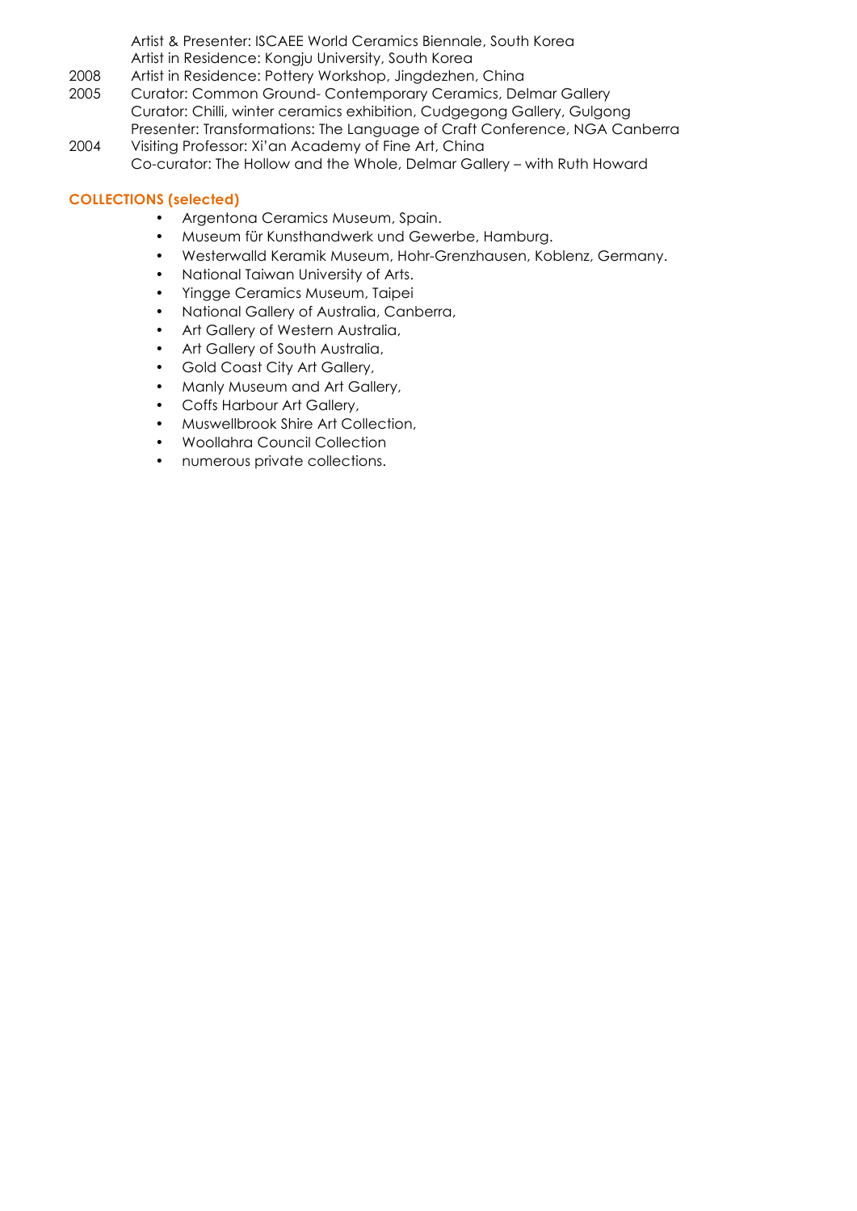Artist & Presenter: ISCAEE World Ceramics Biennale, South Korea
Artist in Residence: Kongju University, South Korea

2008 Artist in Residence: Pottery Workshop, Jingdezhen, China

2005 Curator: Common Ground- Contemporary Ceramics, Delmar Gallery
Curator: Chilli, winter ceramics exhibition, Cudgegong Gallery, Gulgong
Presenter: Transformations: The Language of Craft Conference, NGA Canberra

2004 Visiting Professor: Xi'an Academy of Fine Art, China
Co-curator: The Hollow and the Whole, Delmar Gallery – with Ruth Howard

## COLLECTIONS (selected)

- Argentona Ceramics Museum, Spain.
- Museum für Kunsthandwerk und Gewerbe, Hamburg.
- Westerwalld Keramik Museum, Hohr-Grenzhausen, Koblenz, Germany.
- National Taiwan University of Arts.
- Yingge Ceramics Museum, Taipei
- National Gallery of Australia, Canberra,
- Art Gallery of Western Australia,
- Art Gallery of South Australia,
- Gold Coast City Art Gallery,
- Manly Museum and Art Gallery,
- Coffs Harbour Art Gallery,
- Muswellbrook Shire Art Collection,
- Woollahra Council Collection
- numerous private collections.